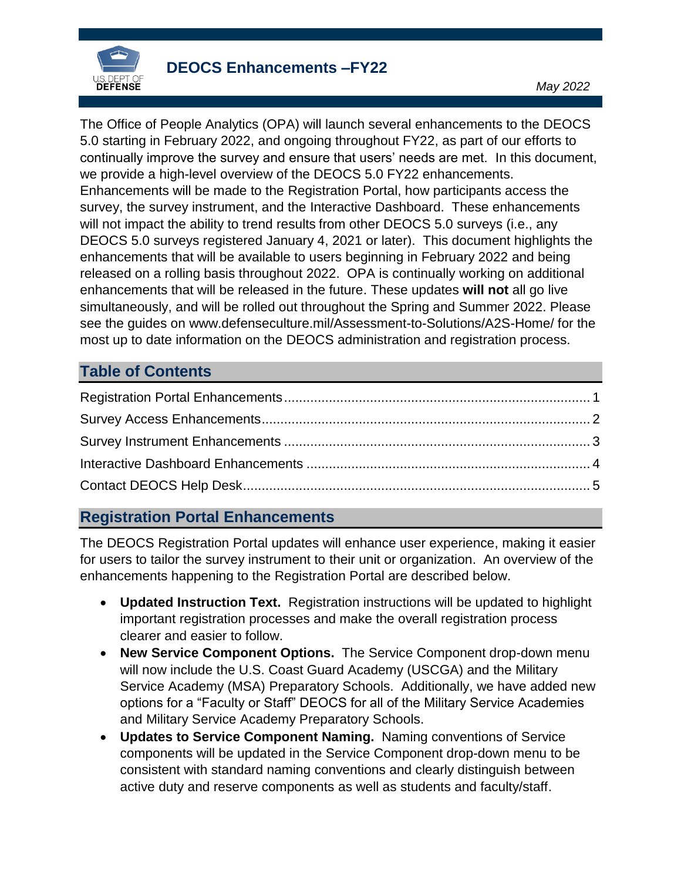# DEOCS Enhancements –FY22

*May 2022*

The Office of People Analytics (OPA) will launch several enhancements to the DEOCS 5.0 starting in February 2022, and ongoing throughout FY22, as part of our efforts to continually improve the survey and ensure that users' needs are met. In this document, we provide a high-level overview of the DEOCS 5.0 FY22 enhancements. Enhancements will be made to the Registration Portal, how participants access the survey, the survey instrument, and the Interactive Dashboard. These enhancements will not impact the ability to trend results from other DEOCS 5.0 surveys (i.e., any DEOCS 5.0 surveys registered January 4, 2021 or later). This document highlights the enhancements that will be available to users beginning in February 2022 and being released on a rolling basis throughout 2022. OPA is continually working on additional enhancements that will be released in the future. These updates **will not** all go live simultaneously, and will be rolled out throughout the Spring and Summer 2022. Please see the guides on www.defenseculture.mil/Assessment-to-Solutions/A2S-Home/ for the most up to date information on the DEOCS administration and registration process.

## Table of Contents

- Registration Portal Enhancements ... 1
- Survey Access Enhancements ... 2
- Survey Instrument Enhancements ... 3
- Interactive Dashboard Enhancements ... 4
- Contact DEOCS Help Desk ... 5

## Registration Portal Enhancements

The DEOCS Registration Portal updates will enhance user experience, making it easier for users to tailor the survey instrument to their unit or organization. An overview of the enhancements happening to the Registration Portal are described below.

- **Updated Instruction Text.** Registration instructions will be updated to highlight important registration processes and make the overall registration process clearer and easier to follow.
- **New Service Component Options.** The Service Component drop-down menu will now include the U.S. Coast Guard Academy (USCGA) and the Military Service Academy (MSA) Preparatory Schools. Additionally, we have added new options for a "Faculty or Staff" DEOCS for all of the Military Service Academies and Military Service Academy Preparatory Schools.
- **Updates to Service Component Naming.** Naming conventions of Service components will be updated in the Service Component drop-down menu to be consistent with standard naming conventions and clearly distinguish between active duty and reserve components as well as students and faculty/staff.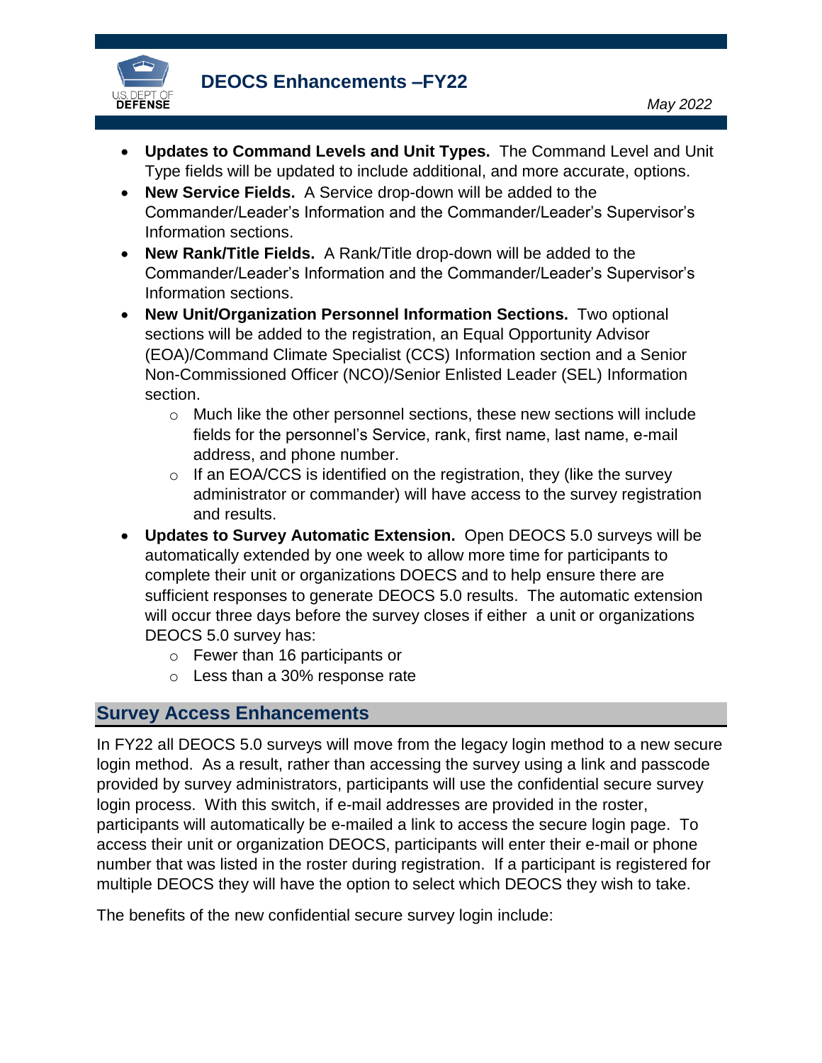- **Updates to Command Levels and Unit Types.** The Command Level and Unit Type fields will be updated to include additional, and more accurate, options.
- **New Service Fields.** A Service drop-down will be added to the Commander/Leader's Information and the Commander/Leader's Supervisor's Information sections.
- **New Rank/Title Fields.** A Rank/Title drop-down will be added to the Commander/Leader's Information and the Commander/Leader's Supervisor's Information sections.
- **New Unit/Organization Personnel Information Sections.** Two optional sections will be added to the registration, an Equal Opportunity Advisor (EOA)/Command Climate Specialist (CCS) Information section and a Senior Non-Commissioned Officer (NCO)/Senior Enlisted Leader (SEL) Information section.
  - Much like the other personnel sections, these new sections will include fields for the personnel's Service, rank, first name, last name, e-mail address, and phone number.
  - If an EOA/CCS is identified on the registration, they (like the survey administrator or commander) will have access to the survey registration and results.
- **Updates to Survey Automatic Extension.** Open DEOCS 5.0 surveys will be automatically extended by one week to allow more time for participants to complete their unit or organizations DOECS and to help ensure there are sufficient responses to generate DEOCS 5.0 results. The automatic extension will occur three days before the survey closes if either a unit or organizations DEOCS 5.0 survey has:
  - Fewer than 16 participants or
  - Less than a 30% response rate

## Survey Access Enhancements

In FY22 all DEOCS 5.0 surveys will move from the legacy login method to a new secure login method. As a result, rather than accessing the survey using a link and passcode provided by survey administrators, participants will use the confidential secure survey login process. With this switch, if e-mail addresses are provided in the roster, participants will automatically be e-mailed a link to access the secure login page. To access their unit or organization DEOCS, participants will enter their e-mail or phone number that was listed in the roster during registration. If a participant is registered for multiple DEOCS they will have the option to select which DEOCS they wish to take.

The benefits of the new confidential secure survey login include: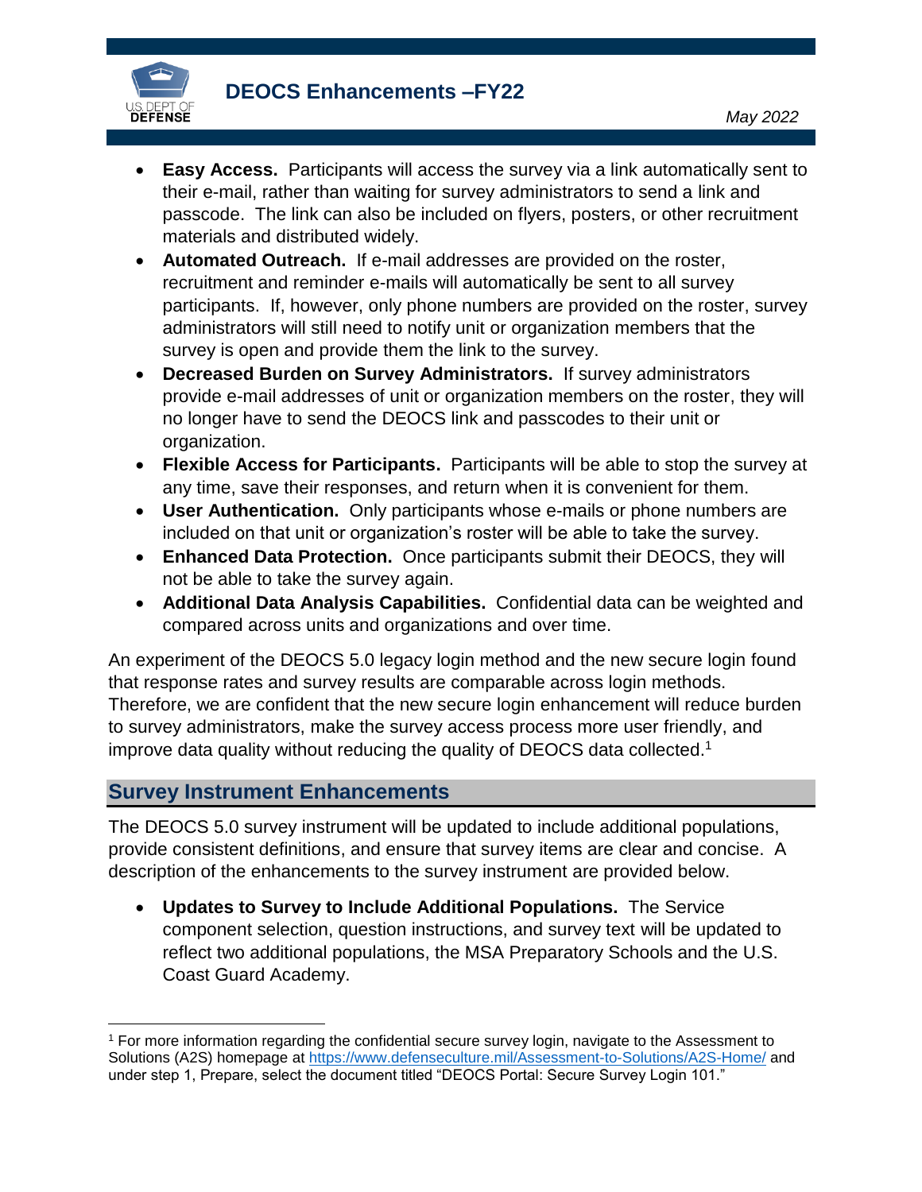- **Easy Access.** Participants will access the survey via a link automatically sent to their e-mail, rather than waiting for survey administrators to send a link and passcode. The link can also be included on flyers, posters, or other recruitment materials and distributed widely.
- **Automated Outreach.** If e-mail addresses are provided on the roster, recruitment and reminder e-mails will automatically be sent to all survey participants. If, however, only phone numbers are provided on the roster, survey administrators will still need to notify unit or organization members that the survey is open and provide them the link to the survey.
- **Decreased Burden on Survey Administrators.** If survey administrators provide e-mail addresses of unit or organization members on the roster, they will no longer have to send the DEOCS link and passcodes to their unit or organization.
- **Flexible Access for Participants.** Participants will be able to stop the survey at any time, save their responses, and return when it is convenient for them.
- **User Authentication.** Only participants whose e-mails or phone numbers are included on that unit or organization's roster will be able to take the survey.
- **Enhanced Data Protection.** Once participants submit their DEOCS, they will not be able to take the survey again.
- **Additional Data Analysis Capabilities.** Confidential data can be weighted and compared across units and organizations and over time.

An experiment of the DEOCS 5.0 legacy login method and the new secure login found that response rates and survey results are comparable across login methods. Therefore, we are confident that the new secure login enhancement will reduce burden to survey administrators, make the survey access process more user friendly, and improve data quality without reducing the quality of DEOCS data collected.[1]

## Survey Instrument Enhancements

The DEOCS 5.0 survey instrument will be updated to include additional populations, provide consistent definitions, and ensure that survey items are clear and concise. A description of the enhancements to the survey instrument are provided below.

- **Updates to Survey to Include Additional Populations.** The Service component selection, question instructions, and survey text will be updated to reflect two additional populations, the MSA Preparatory Schools and the U.S. Coast Guard Academy.

[1] For more information regarding the confidential secure survey login, navigate to the Assessment to Solutions (A2S) homepage at https://www.defenseculture.mil/Assessment-to-Solutions/A2S-Home/ and under step 1, Prepare, select the document titled "DEOCS Portal: Secure Survey Login 101."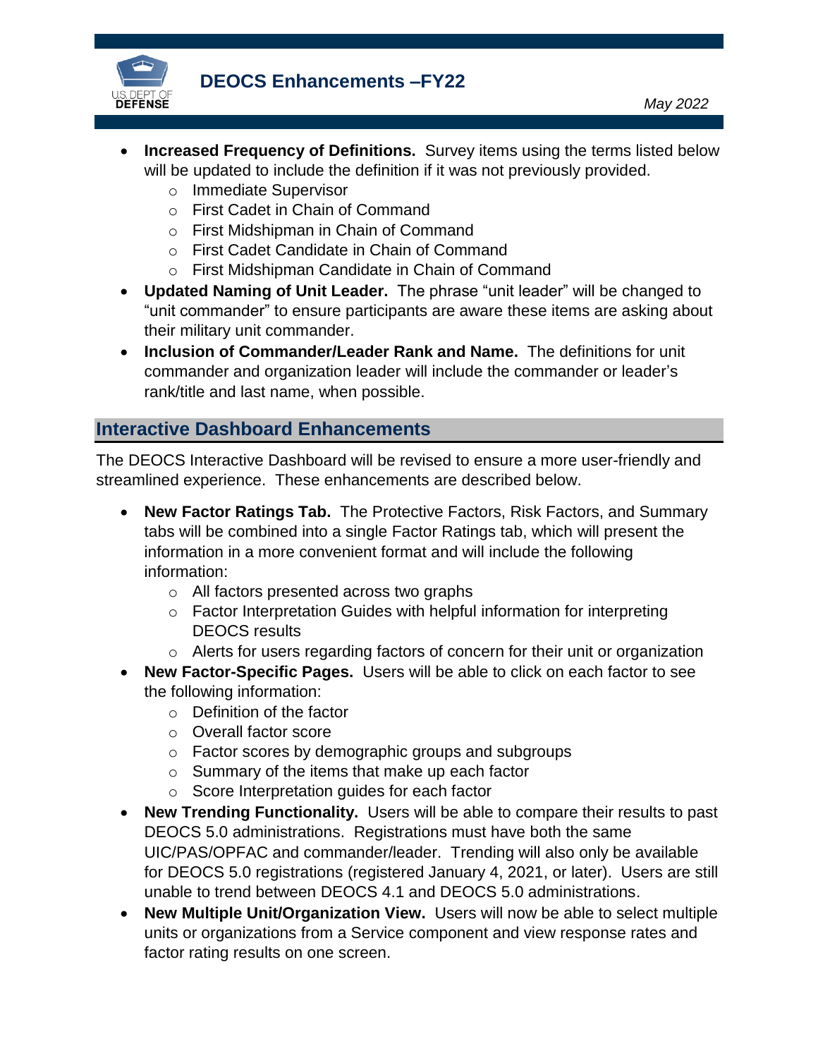- **Increased Frequency of Definitions.** Survey items using the terms listed below will be updated to include the definition if it was not previously provided.
  - Immediate Supervisor
  - First Cadet in Chain of Command
  - First Midshipman in Chain of Command
  - First Cadet Candidate in Chain of Command
  - First Midshipman Candidate in Chain of Command
- **Updated Naming of Unit Leader.** The phrase "unit leader" will be changed to "unit commander" to ensure participants are aware these items are asking about their military unit commander.
- **Inclusion of Commander/Leader Rank and Name.** The definitions for unit commander and organization leader will include the commander or leader's rank/title and last name, when possible.

## Interactive Dashboard Enhancements

The DEOCS Interactive Dashboard will be revised to ensure a more user-friendly and streamlined experience. These enhancements are described below.

- **New Factor Ratings Tab.** The Protective Factors, Risk Factors, and Summary tabs will be combined into a single Factor Ratings tab, which will present the information in a more convenient format and will include the following information:
  - All factors presented across two graphs
  - Factor Interpretation Guides with helpful information for interpreting DEOCS results
  - Alerts for users regarding factors of concern for their unit or organization
- **New Factor-Specific Pages.** Users will be able to click on each factor to see the following information:
  - Definition of the factor
  - Overall factor score
  - Factor scores by demographic groups and subgroups
  - Summary of the items that make up each factor
  - Score Interpretation guides for each factor
- **New Trending Functionality.** Users will be able to compare their results to past DEOCS 5.0 administrations. Registrations must have both the same UIC/PAS/OPFAC and commander/leader. Trending will also only be available for DEOCS 5.0 registrations (registered January 4, 2021, or later). Users are still unable to trend between DEOCS 4.1 and DEOCS 5.0 administrations.
- **New Multiple Unit/Organization View.** Users will now be able to select multiple units or organizations from a Service component and view response rates and factor rating results on one screen.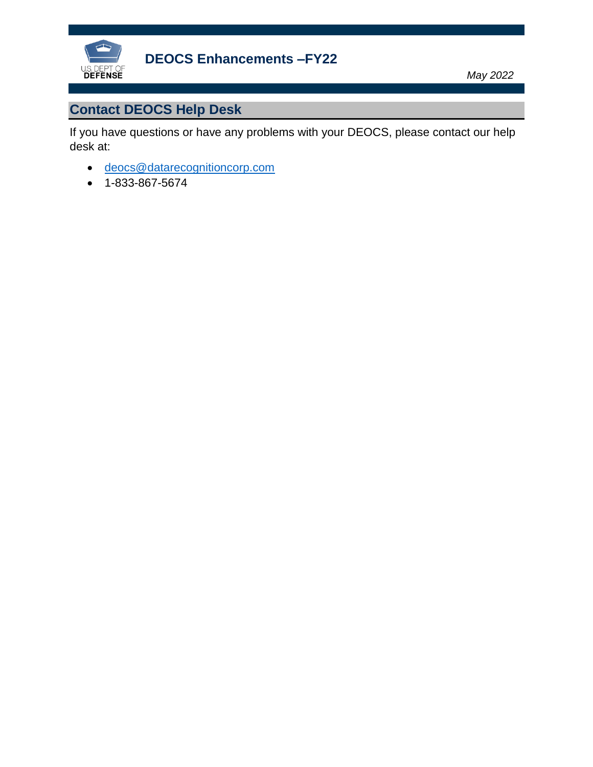## Contact DEOCS Help Desk

If you have questions or have any problems with your DEOCS, please contact our help desk at:

- deocs@datarecognitioncorp.com
- 1-833-867-5674